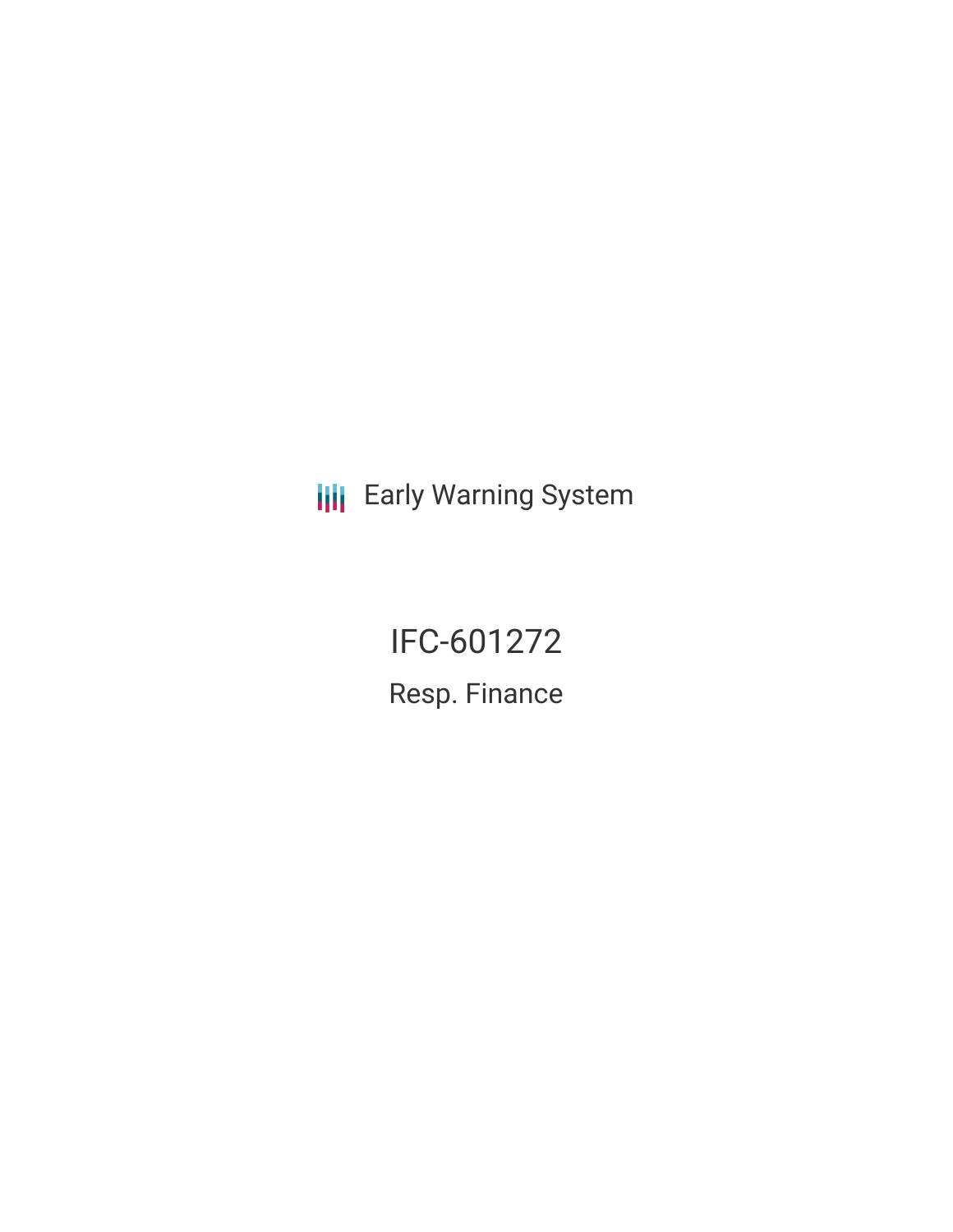Early Warning System

# IFC-601272

## Resp. Finance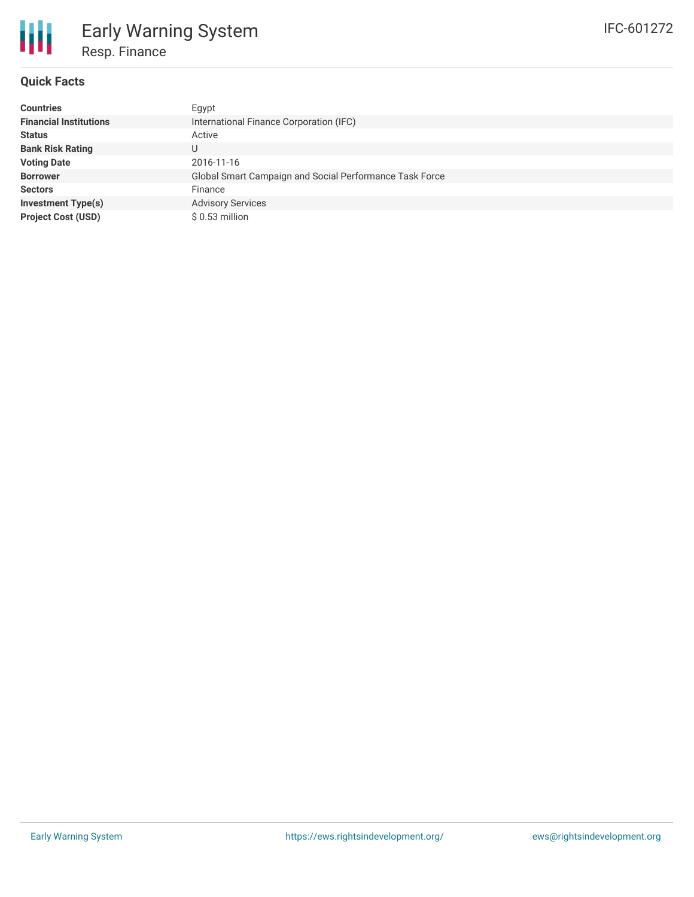## Quick Facts

| | |
|---|---|
| **Countries** | Egypt |
| **Financial Institutions** | International Finance Corporation (IFC) |
| **Status** | Active |
| **Bank Risk Rating** | U |
| **Voting Date** | 2016-11-16 |
| **Borrower** | Global Smart Campaign and Social Performance Task Force |
| **Sectors** | Finance |
| **Investment Type(s)** | Advisory Services |
| **Project Cost (USD)** | $ 0.53 million |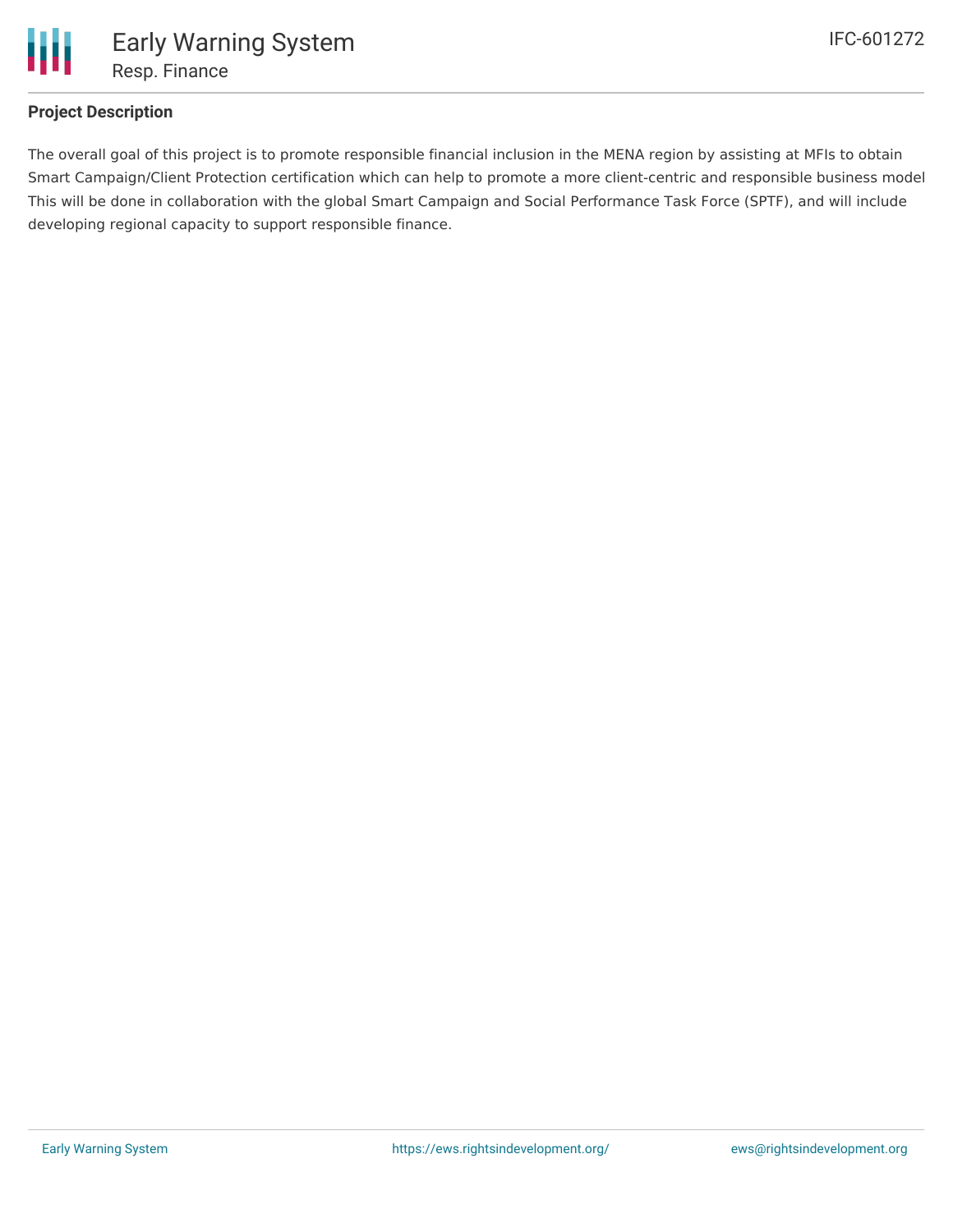## Project Description

The overall goal of this project is to promote responsible financial inclusion in the MENA region by assisting at MFIs to obtain Smart Campaign/Client Protection certification which can help to promote a more client-centric and responsible business model This will be done in collaboration with the global Smart Campaign and Social Performance Task Force (SPTF), and will include developing regional capacity to support responsible finance.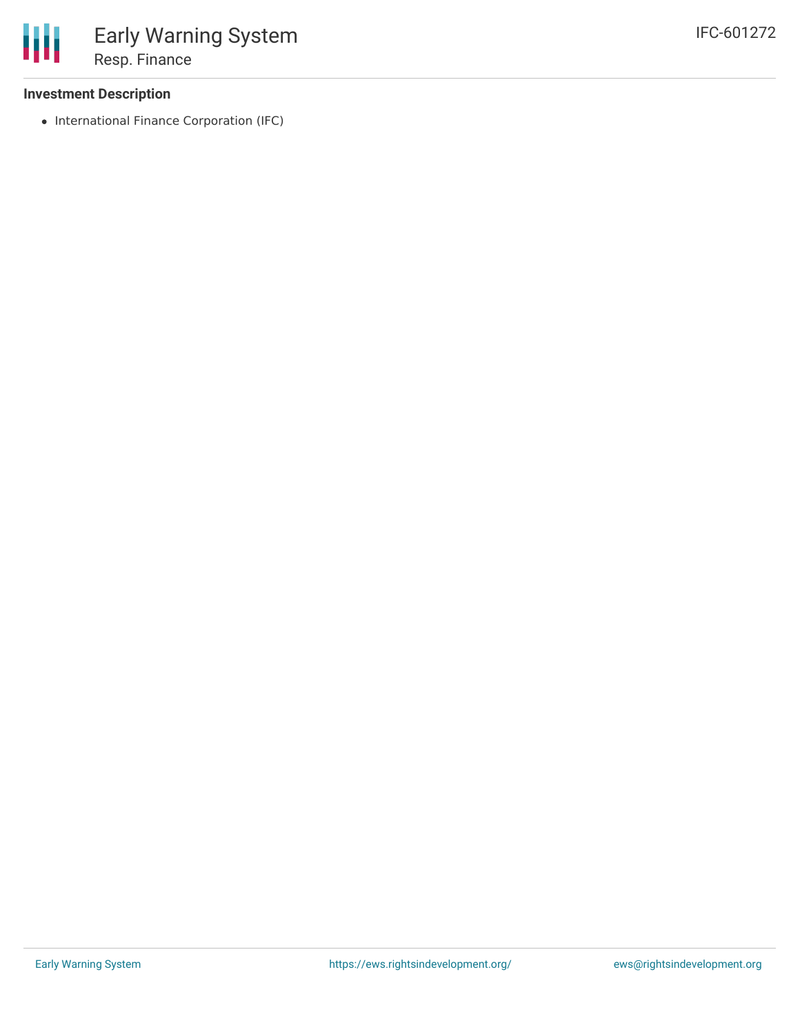### Investment Description

- International Finance Corporation (IFC)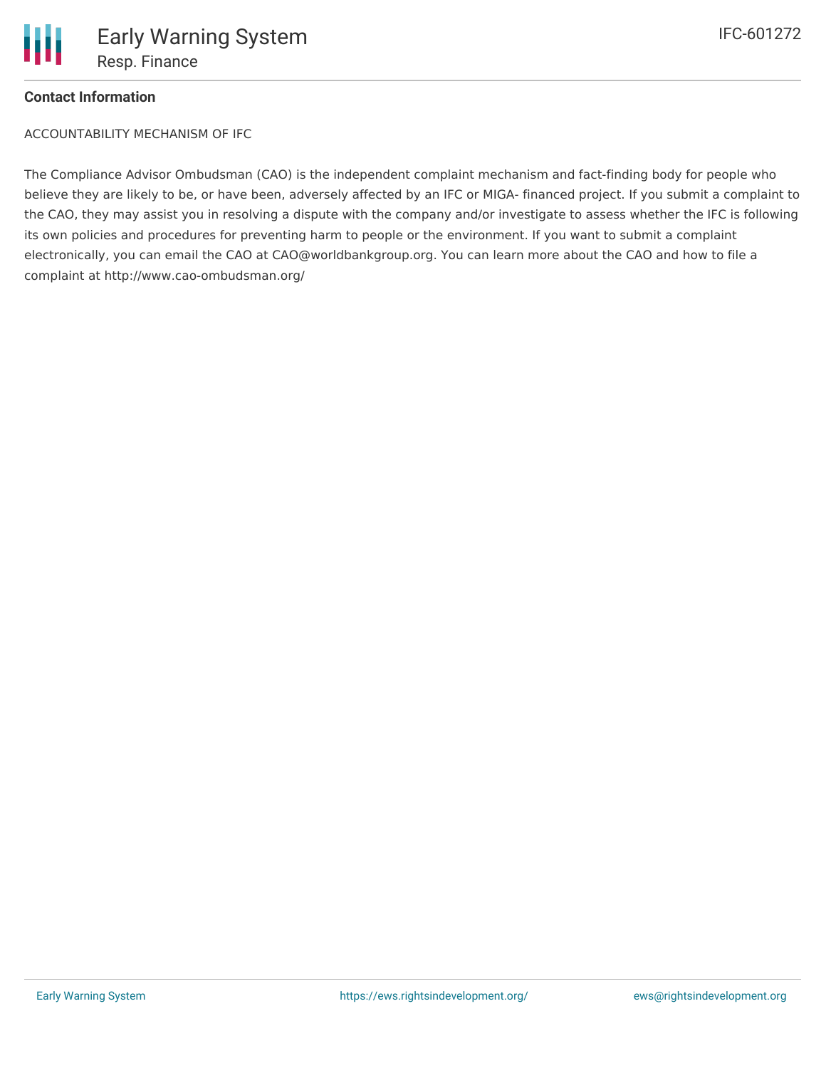**Contact Information**

ACCOUNTABILITY MECHANISM OF IFC

The Compliance Advisor Ombudsman (CAO) is the independent complaint mechanism and fact-finding body for people who believe they are likely to be, or have been, adversely affected by an IFC or MIGA- financed project. If you submit a complaint to the CAO, they may assist you in resolving a dispute with the company and/or investigate to assess whether the IFC is following its own policies and procedures for preventing harm to people or the environment. If you want to submit a complaint electronically, you can email the CAO at CAO@worldbankgroup.org. You can learn more about the CAO and how to file a complaint at http://www.cao-ombudsman.org/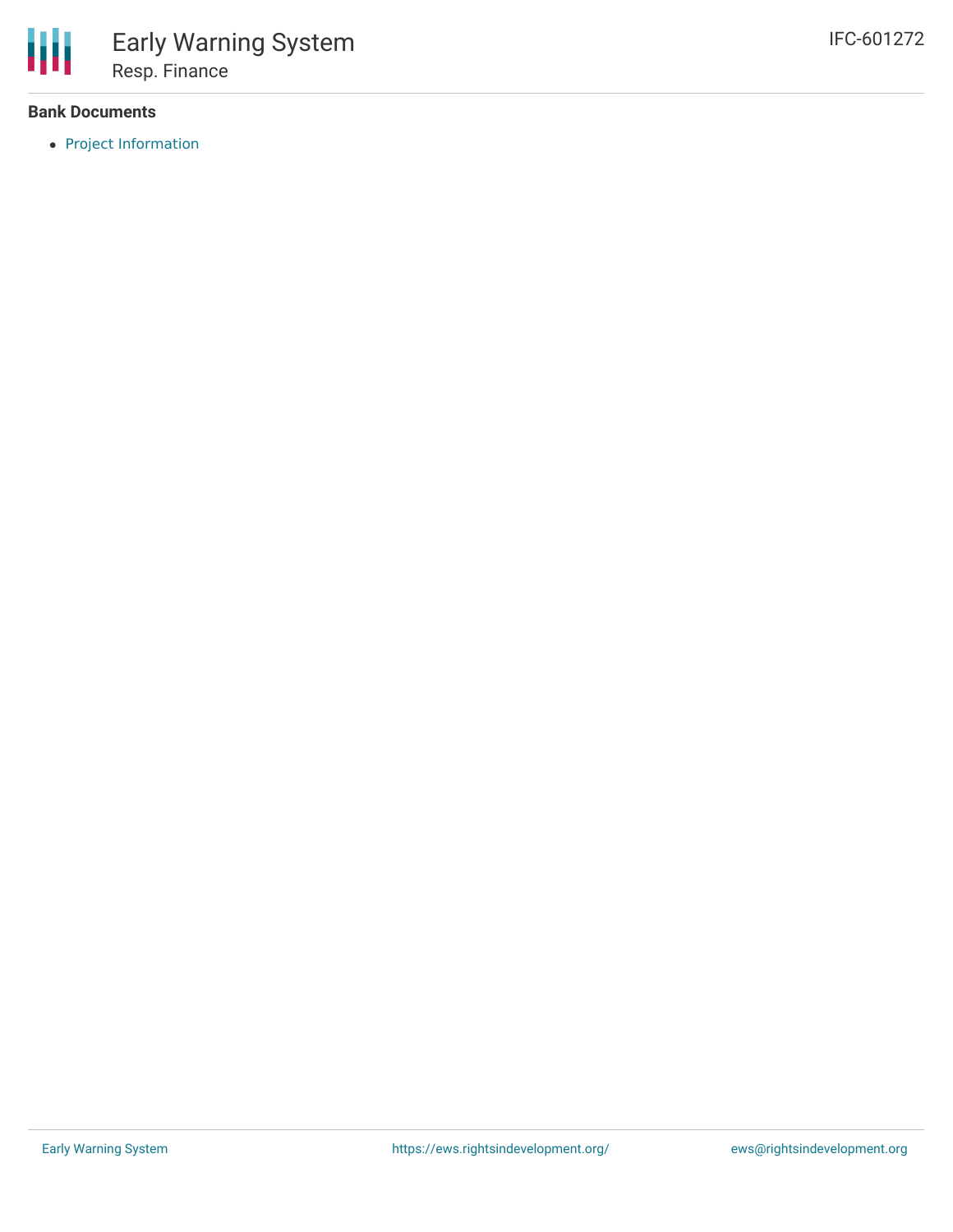**Bank Documents**

- Project Information